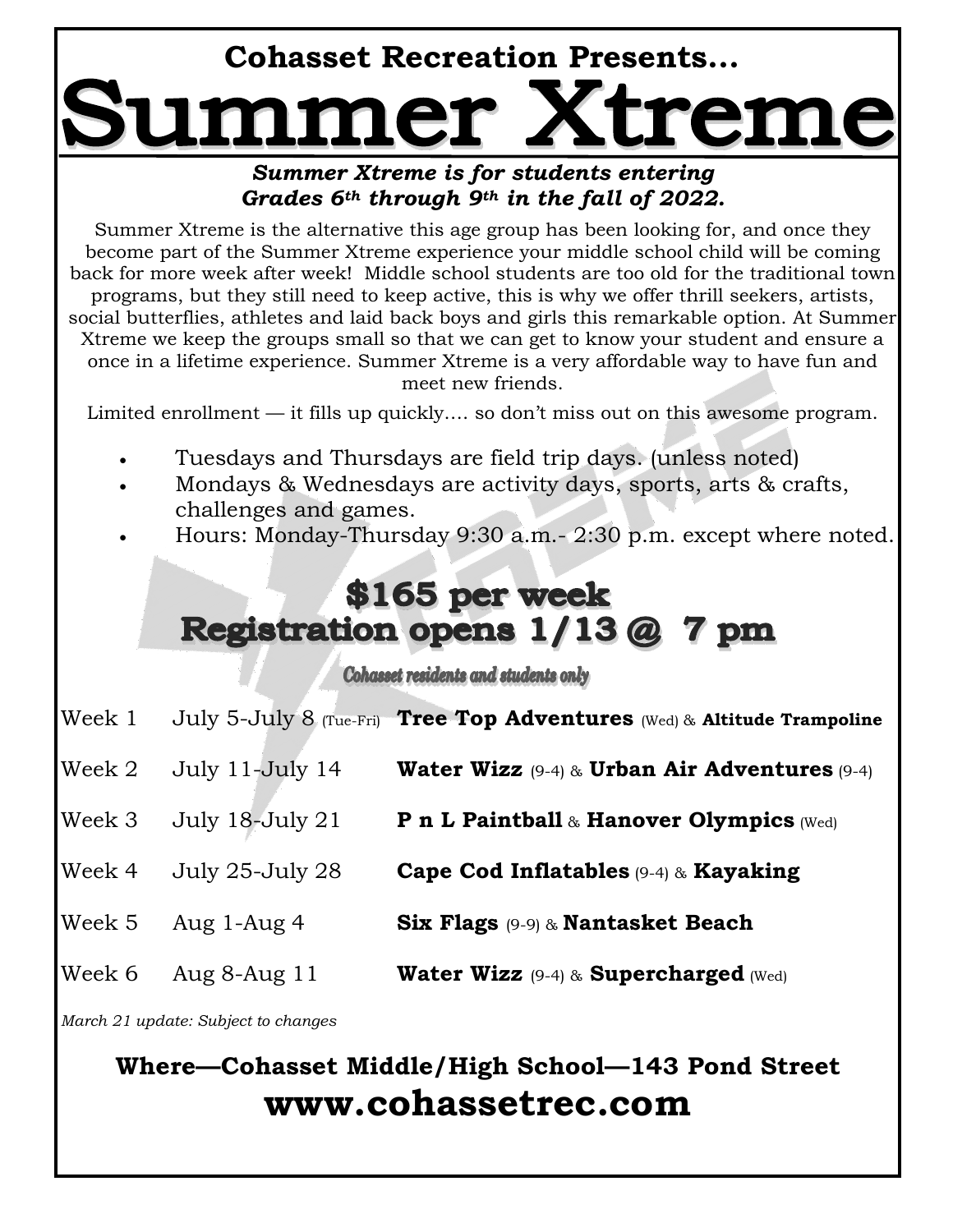### Cohasset Recreation Presents...

# Summer Xtreme

***Summer Xtreme is for students entering Grades 6th through 9th in the fall of 2022.***

Summer Xtreme is the alternative this age group has been looking for, and once they become part of the Summer Xtreme experience your middle school child will be coming back for more week after week! Middle school students are too old for the traditional town programs, but they still need to keep active, this is why we offer thrill seekers, artists, social butterflies, athletes and laid back boys and girls this remarkable option. At Summer Xtreme we keep the groups small so that we can get to know your student and ensure a once in a lifetime experience. Summer Xtreme is a very affordable way to have fun and meet new friends.

Limited enrollment — it fills up quickly.... so don't miss out on this awesome program.

- Tuesdays and Thursdays are field trip days. (unless noted)
- Mondays & Wednesdays are activity days, sports, arts & crafts, challenges and games.
- Hours: Monday-Thursday 9:30 a.m.- 2:30 p.m. except where noted.

## $165 per week
## Registration opens 1/13 @ 7 pm

*Cohasset residents and students only*

| | | |
|---|---|---|
| Week 1 | July 5-July 8 (Tue-Fri) | **Tree Top Adventures** (Wed) & **Altitude Trampoline** |
| Week 2 | July 11-July 14 | **Water Wizz** (9-4) & **Urban Air Adventures** (9-4) |
| Week 3 | July 18-July 21 | **P n L Paintball** & **Hanover Olympics** (Wed) |
| Week 4 | July 25-July 28 | **Cape Cod Inflatables** (9-4) & **Kayaking** |
| Week 5 | Aug 1-Aug 4 | **Six Flags** (9-9) & **Nantasket Beach** |
| Week 6 | Aug 8-Aug 11 | **Water Wizz** (9-4) & **Supercharged** (Wed) |

*March 21 update: Subject to changes*

**Where—Cohasset Middle/High School—143 Pond Street**

## www.cohassetrec.com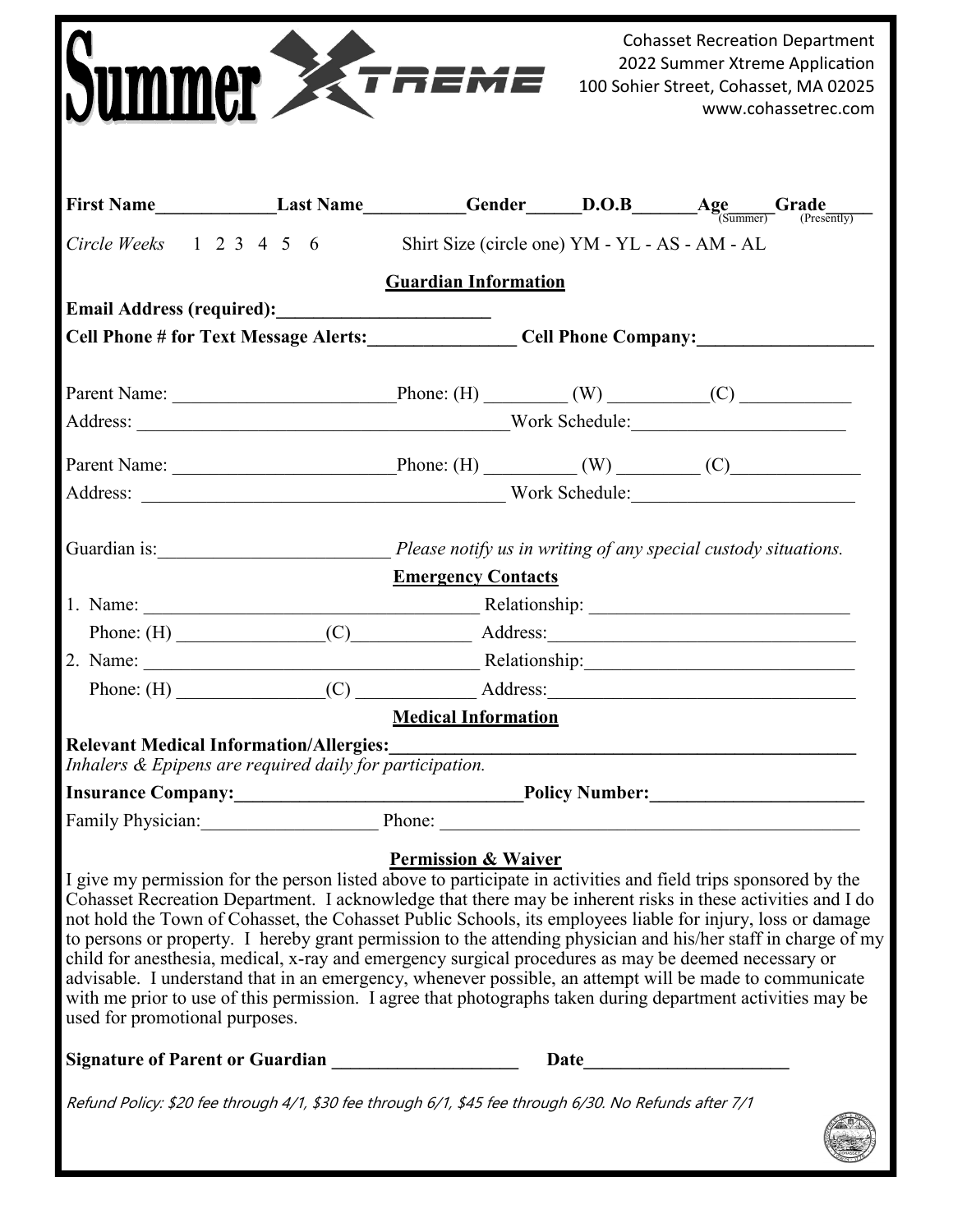# Summer Xtreme

Cohasset Recreation Department
2022 Summer Xtreme Application
100 Sohier Street, Cohasset, MA 02025
www.cohassetrec.com

**First Name**\_\_\_\_\_\_\_\_\_\_\_\_\_ **Last Name**\_\_\_\_\_\_\_\_\_\_\_ **Gender**\_\_\_\_\_\_ **D.O.B**\_\_\_\_\_\_\_ **Age** (Summer)\_\_\_\_ **Grade** (Presently)\_\_\_\_

*Circle Weeks* 1 2 3 4 5 6 Shirt Size (circle one) YM - YL - AS - AM - AL

## Guardian Information

**Email Address (required):**\_\_\_\_\_\_\_\_\_\_\_\_\_\_\_\_\_\_\_\_\_\_\_

**Cell Phone # for Text Message Alerts:**\_\_\_\_\_\_\_\_\_\_\_\_\_\_\_\_ **Cell Phone Company:**\_\_\_\_\_\_\_\_\_\_\_\_\_\_\_\_\_\_\_

Parent Name: \_\_\_\_\_\_\_\_\_\_\_\_\_\_\_\_\_\_\_\_\_\_\_\_ Phone: (H) \_\_\_\_\_\_\_\_\_ (W) \_\_\_\_\_\_\_\_\_\_ (C) \_\_\_\_\_\_\_\_\_\_\_\_

Address: \_\_\_\_\_\_\_\_\_\_\_\_\_\_\_\_\_\_\_\_\_\_\_\_\_\_\_\_\_\_\_\_\_\_\_\_\_\_\_\_ Work Schedule:\_\_\_\_\_\_\_\_\_\_\_\_\_\_\_\_\_\_\_\_\_\_\_

Parent Name: \_\_\_\_\_\_\_\_\_\_\_\_\_\_\_\_\_\_\_\_\_\_\_\_ Phone: (H) \_\_\_\_\_\_\_\_\_\_ (W) \_\_\_\_\_\_\_\_\_ (C)\_\_\_\_\_\_\_\_\_\_\_\_\_\_

Address: \_\_\_\_\_\_\_\_\_\_\_\_\_\_\_\_\_\_\_\_\_\_\_\_\_\_\_\_\_\_\_\_\_\_\_\_\_\_\_\_ Work Schedule:\_\_\_\_\_\_\_\_\_\_\_\_\_\_\_\_\_\_\_\_\_\_\_\_

Guardian is:\_\_\_\_\_\_\_\_\_\_\_\_\_\_\_\_\_\_\_\_\_\_\_\_\_ *Please notify us in writing of any special custody situations.*

## Emergency Contacts

1. Name: \_\_\_\_\_\_\_\_\_\_\_\_\_\_\_\_\_\_\_\_\_\_\_\_\_\_\_\_\_\_\_\_\_\_\_\_\_ Relationship: \_\_\_\_\_\_\_\_\_\_\_\_\_\_\_\_\_\_\_\_\_\_\_\_\_\_\_\_

   Phone: (H) \_\_\_\_\_\_\_\_\_\_\_\_\_\_\_\_ (C)\_\_\_\_\_\_\_\_\_\_\_\_\_ Address:\_\_\_\_\_\_\_\_\_\_\_\_\_\_\_\_\_\_\_\_\_\_\_\_\_\_\_\_\_\_\_\_\_\_

2. Name: \_\_\_\_\_\_\_\_\_\_\_\_\_\_\_\_\_\_\_\_\_\_\_\_\_\_\_\_\_\_\_\_\_\_\_\_\_ Relationship:\_\_\_\_\_\_\_\_\_\_\_\_\_\_\_\_\_\_\_\_\_\_\_\_\_\_\_\_\_

   Phone: (H) \_\_\_\_\_\_\_\_\_\_\_\_\_\_\_\_ (C) \_\_\_\_\_\_\_\_\_\_\_\_\_ Address:\_\_\_\_\_\_\_\_\_\_\_\_\_\_\_\_\_\_\_\_\_\_\_\_\_\_\_\_\_\_\_\_\_\_

## Medical Information

**Relevant Medical Information/Allergies:**\_\_\_\_\_\_\_\_\_\_\_\_\_\_\_\_\_\_\_\_\_\_\_\_\_\_\_\_\_\_\_\_\_\_\_\_\_\_\_\_\_\_\_\_\_\_\_\_\_\_\_

*Inhalers & Epipens are required daily for participation.*

**Insurance Company:**\_\_\_\_\_\_\_\_\_\_\_\_\_\_\_\_\_\_\_\_\_\_\_\_\_\_\_\_\_\_\_\_ **Policy Number:**\_\_\_\_\_\_\_\_\_\_\_\_\_\_\_\_\_\_\_\_\_\_\_\_

Family Physician:\_\_\_\_\_\_\_\_\_\_\_\_\_\_\_\_\_\_\_\_ Phone: \_\_\_\_\_\_\_\_\_\_\_\_\_\_\_\_\_\_\_\_\_\_\_\_\_\_\_\_\_\_\_\_\_\_\_\_\_\_\_\_\_\_\_\_\_\_\_

## Permission & Waiver

I give my permission for the person listed above to participate in activities and field trips sponsored by the Cohasset Recreation Department. I acknowledge that there may be inherent risks in these activities and I do not hold the Town of Cohasset, the Cohasset Public Schools, its employees liable for injury, loss or damage to persons or property. I hereby grant permission to the attending physician and his/her staff in charge of my child for anesthesia, medical, x-ray and emergency surgical procedures as may be deemed necessary or advisable. I understand that in an emergency, whenever possible, an attempt will be made to communicate with me prior to use of this permission. I agree that photographs taken during department activities may be used for promotional purposes.

**Signature of Parent or Guardian** \_\_\_\_\_\_\_\_\_\_\_\_\_\_\_\_\_\_\_\_\_ **Date**\_\_\_\_\_\_\_\_\_\_\_\_\_\_\_\_\_\_\_\_\_\_\_

*Refund Policy: $20 fee through 4/1, $30 fee through 6/1, $45 fee through 6/30. No Refunds after 7/1*